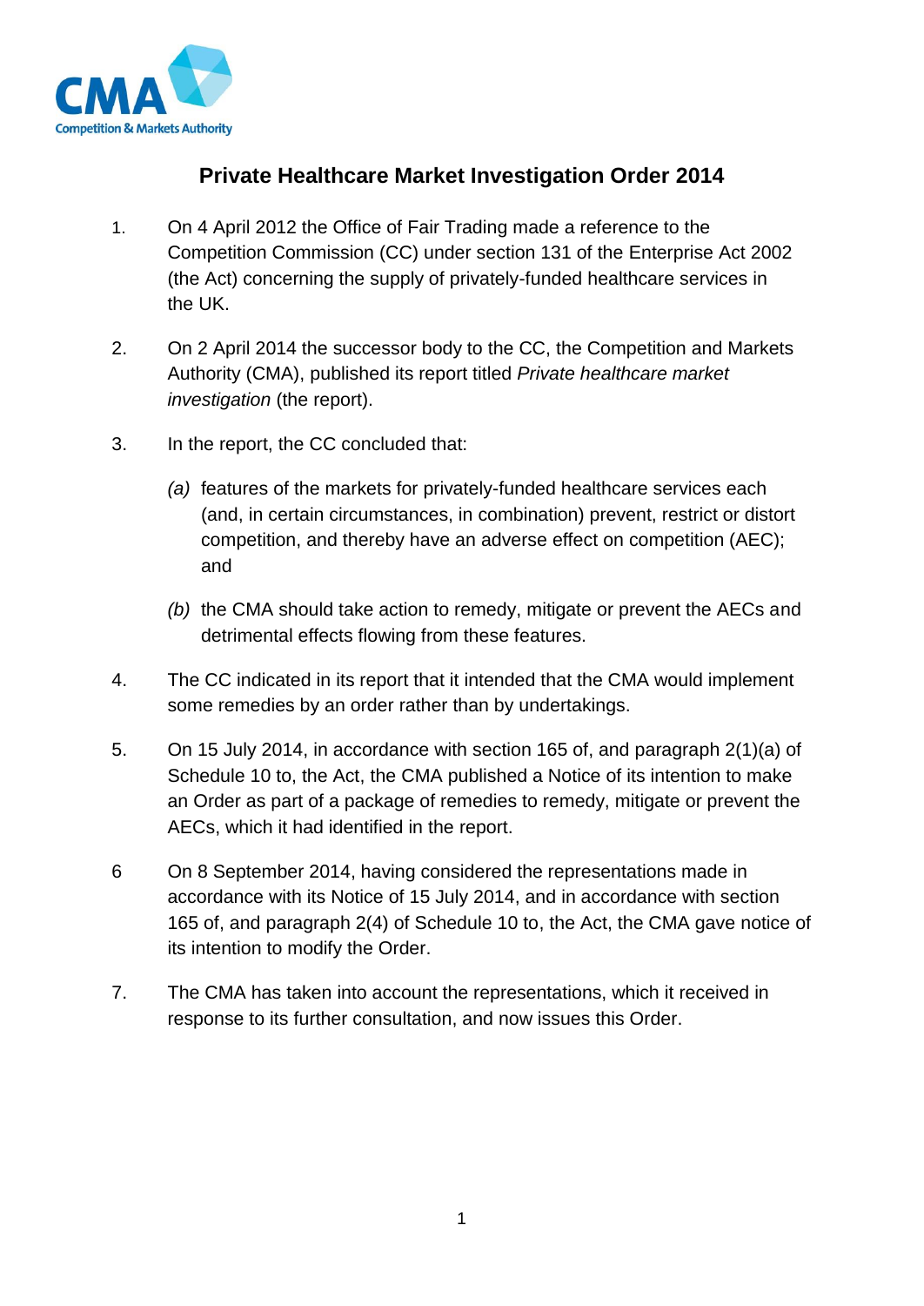# Private Healthcare Market Investigation Order 2014

1. On 4 April 2012 the Office of Fair Trading made a reference to the Competition Commission (CC) under section 131 of the Enterprise Act 2002 (the Act) concerning the supply of privately-funded healthcare services in the UK.

2. On 2 April 2014 the successor body to the CC, the Competition and Markets Authority (CMA), published its report titled *Private healthcare market investigation* (the report).

3. In the report, the CC concluded that:

   *(a)* features of the markets for privately-funded healthcare services each (and, in certain circumstances, in combination) prevent, restrict or distort competition, and thereby have an adverse effect on competition (AEC); and

   *(b)* the CMA should take action to remedy, mitigate or prevent the AECs and detrimental effects flowing from these features.

4. The CC indicated in its report that it intended that the CMA would implement some remedies by an order rather than by undertakings.

5. On 15 July 2014, in accordance with section 165 of, and paragraph 2(1)(a) of Schedule 10 to, the Act, the CMA published a Notice of its intention to make an Order as part of a package of remedies to remedy, mitigate or prevent the AECs, which it had identified in the report.

6. On 8 September 2014, having considered the representations made in accordance with its Notice of 15 July 2014, and in accordance with section 165 of, and paragraph 2(4) of Schedule 10 to, the Act, the CMA gave notice of its intention to modify the Order.

7. The CMA has taken into account the representations, which it received in response to its further consultation, and now issues this Order.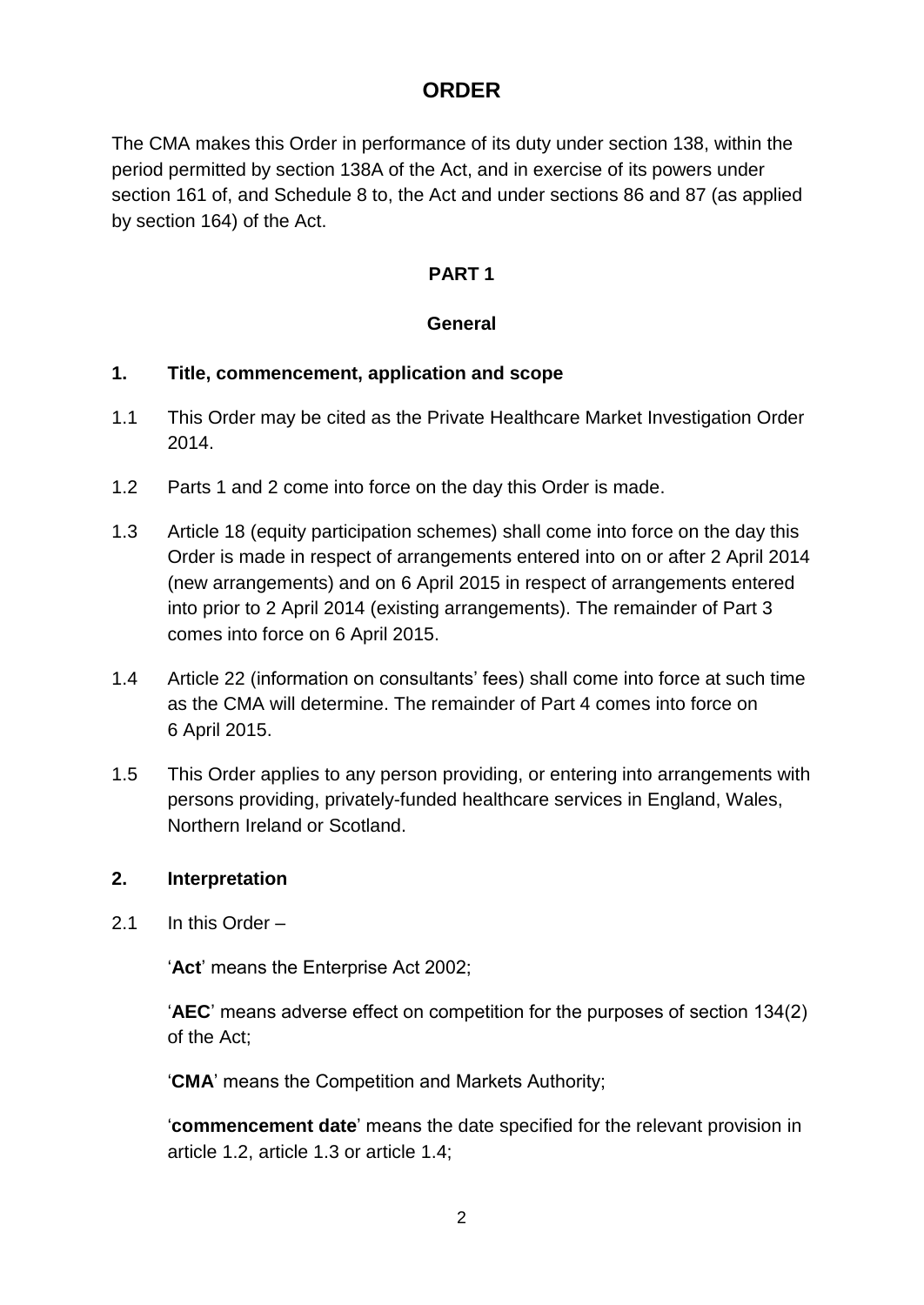# ORDER

The CMA makes this Order in performance of its duty under section 138, within the period permitted by section 138A of the Act, and in exercise of its powers under section 161 of, and Schedule 8 to, the Act and under sections 86 and 87 (as applied by section 164) of the Act.

## PART 1

## General

### 1. Title, commencement, application and scope

1.1 This Order may be cited as the Private Healthcare Market Investigation Order 2014.

1.2 Parts 1 and 2 come into force on the day this Order is made.

1.3 Article 18 (equity participation schemes) shall come into force on the day this Order is made in respect of arrangements entered into on or after 2 April 2014 (new arrangements) and on 6 April 2015 in respect of arrangements entered into prior to 2 April 2014 (existing arrangements). The remainder of Part 3 comes into force on 6 April 2015.

1.4 Article 22 (information on consultants' fees) shall come into force at such time as the CMA will determine. The remainder of Part 4 comes into force on 6 April 2015.

1.5 This Order applies to any person providing, or entering into arrangements with persons providing, privately-funded healthcare services in England, Wales, Northern Ireland or Scotland.

### 2. Interpretation

2.1 In this Order –

'**Act**' means the Enterprise Act 2002;

'**AEC**' means adverse effect on competition for the purposes of section 134(2) of the Act;

'**CMA**' means the Competition and Markets Authority;

'**commencement date**' means the date specified for the relevant provision in article 1.2, article 1.3 or article 1.4;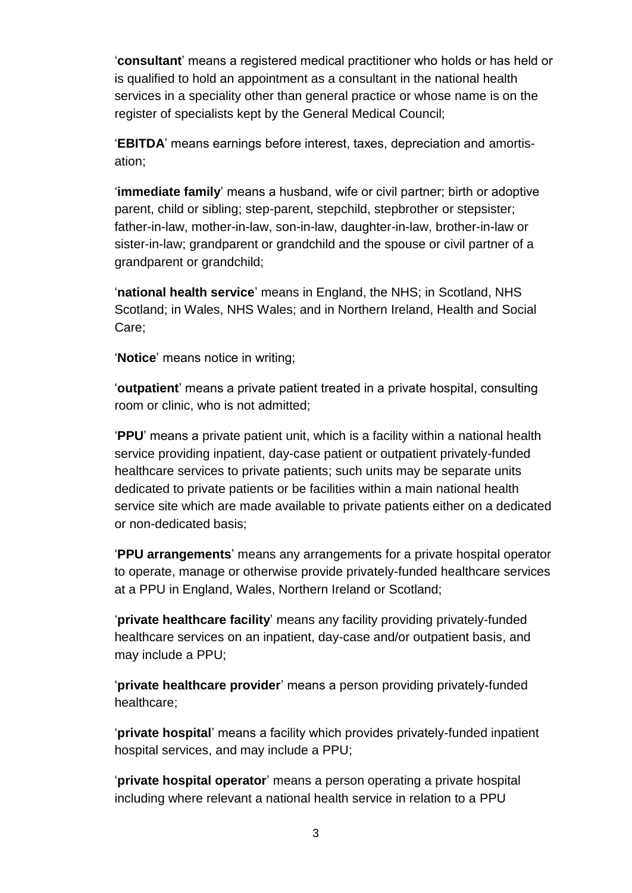'**consultant**' means a registered medical practitioner who holds or has held or is qualified to hold an appointment as a consultant in the national health services in a speciality other than general practice or whose name is on the register of specialists kept by the General Medical Council;

'**EBITDA**' means earnings before interest, taxes, depreciation and amortisation;

'**immediate family**' means a husband, wife or civil partner; birth or adoptive parent, child or sibling; step-parent, stepchild, stepbrother or stepsister; father-in-law, mother-in-law, son-in-law, daughter-in-law, brother-in-law or sister-in-law; grandparent or grandchild and the spouse or civil partner of a grandparent or grandchild;

'**national health service**' means in England, the NHS; in Scotland, NHS Scotland; in Wales, NHS Wales; and in Northern Ireland, Health and Social Care;

'**Notice**' means notice in writing;

'**outpatient**' means a private patient treated in a private hospital, consulting room or clinic, who is not admitted;

'**PPU**' means a private patient unit, which is a facility within a national health service providing inpatient, day-case patient or outpatient privately-funded healthcare services to private patients; such units may be separate units dedicated to private patients or be facilities within a main national health service site which are made available to private patients either on a dedicated or non-dedicated basis;

'**PPU arrangements**' means any arrangements for a private hospital operator to operate, manage or otherwise provide privately-funded healthcare services at a PPU in England, Wales, Northern Ireland or Scotland;

'**private healthcare facility**' means any facility providing privately-funded healthcare services on an inpatient, day-case and/or outpatient basis, and may include a PPU;

'**private healthcare provider**' means a person providing privately-funded healthcare;

'**private hospital**' means a facility which provides privately-funded inpatient hospital services, and may include a PPU;

'**private hospital operator**' means a person operating a private hospital including where relevant a national health service in relation to a PPU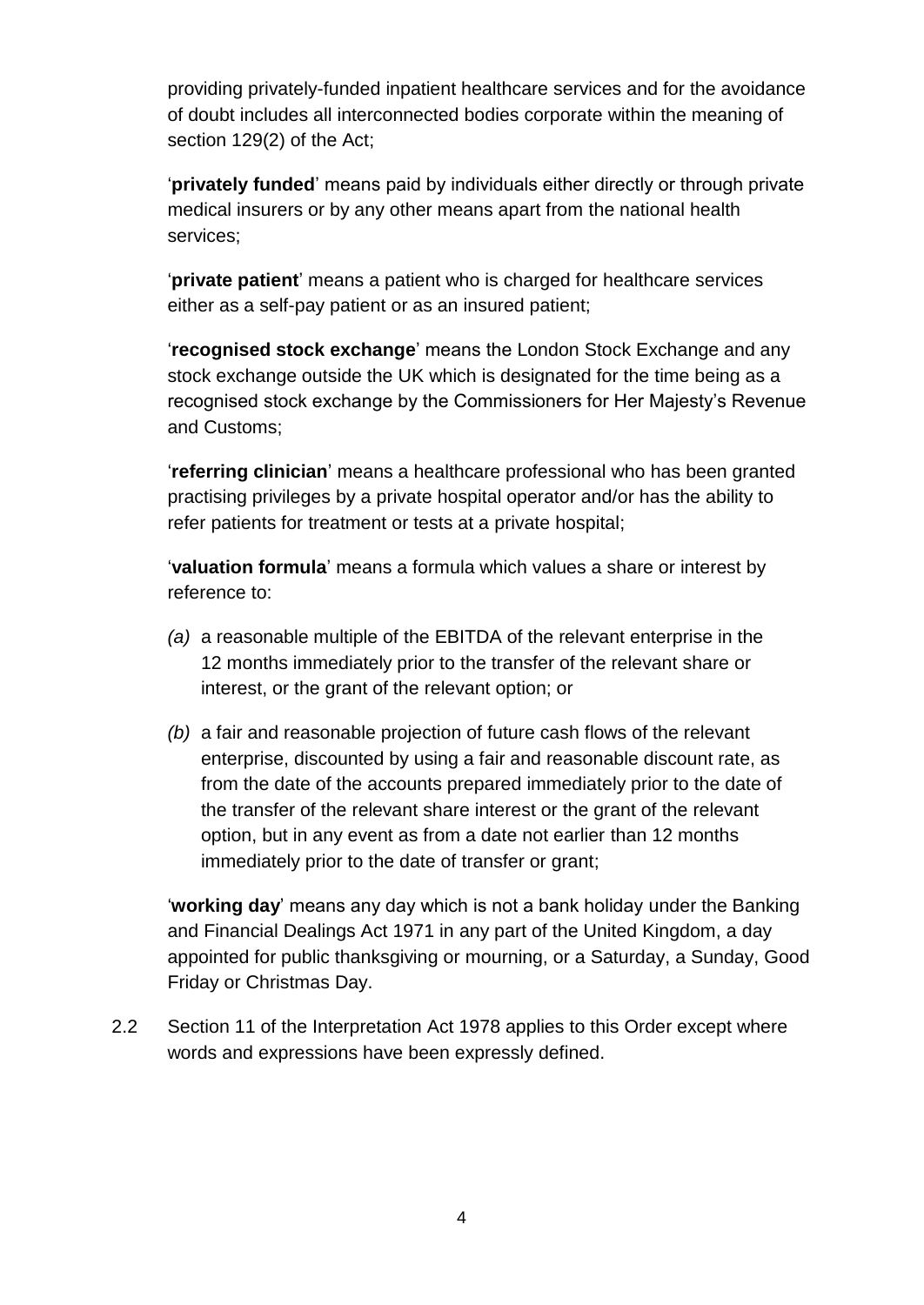providing privately-funded inpatient healthcare services and for the avoidance of doubt includes all interconnected bodies corporate within the meaning of section 129(2) of the Act;

'**privately funded**' means paid by individuals either directly or through private medical insurers or by any other means apart from the national health services;

'**private patient**' means a patient who is charged for healthcare services either as a self-pay patient or as an insured patient;

'**recognised stock exchange**' means the London Stock Exchange and any stock exchange outside the UK which is designated for the time being as a recognised stock exchange by the Commissioners for Her Majesty's Revenue and Customs;

'**referring clinician**' means a healthcare professional who has been granted practising privileges by a private hospital operator and/or has the ability to refer patients for treatment or tests at a private hospital;

'**valuation formula**' means a formula which values a share or interest by reference to:

*(a)* a reasonable multiple of the EBITDA of the relevant enterprise in the 12 months immediately prior to the transfer of the relevant share or interest, or the grant of the relevant option; or

*(b)* a fair and reasonable projection of future cash flows of the relevant enterprise, discounted by using a fair and reasonable discount rate, as from the date of the accounts prepared immediately prior to the date of the transfer of the relevant share interest or the grant of the relevant option, but in any event as from a date not earlier than 12 months immediately prior to the date of transfer or grant;

'**working day**' means any day which is not a bank holiday under the Banking and Financial Dealings Act 1971 in any part of the United Kingdom, a day appointed for public thanksgiving or mourning, or a Saturday, a Sunday, Good Friday or Christmas Day.

2.2 Section 11 of the Interpretation Act 1978 applies to this Order except where words and expressions have been expressly defined.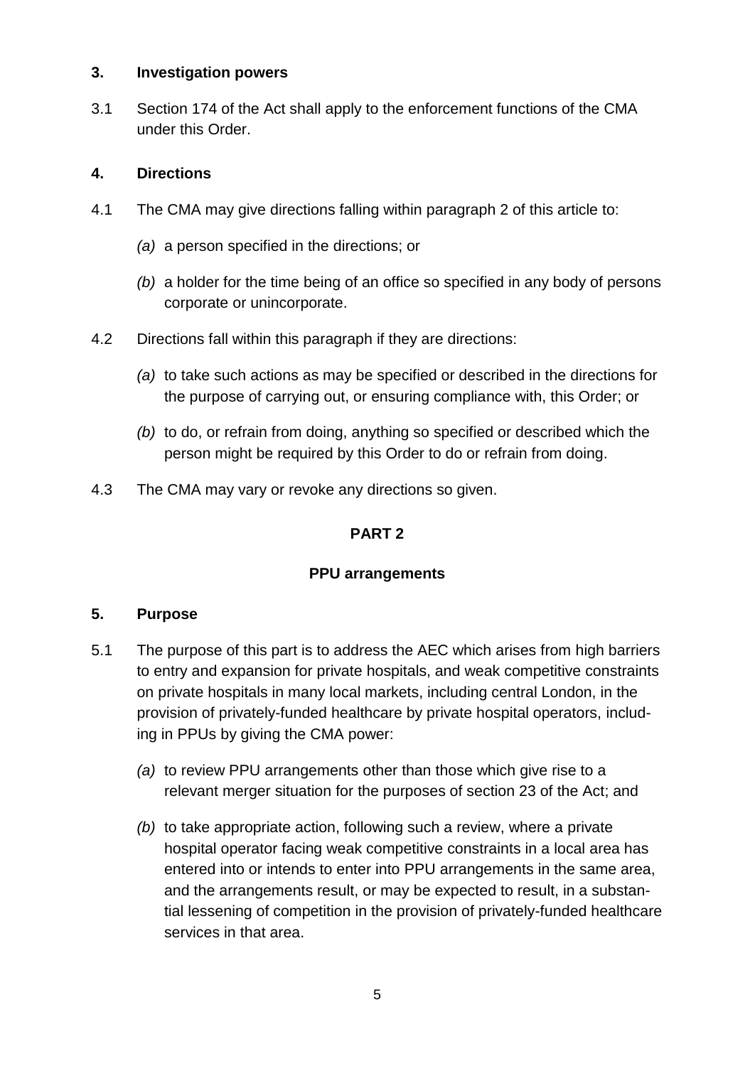## 3. Investigation powers

3.1 Section 174 of the Act shall apply to the enforcement functions of the CMA under this Order.

## 4. Directions

4.1 The CMA may give directions falling within paragraph 2 of this article to:

*(a)* a person specified in the directions; or

*(b)* a holder for the time being of an office so specified in any body of persons corporate or unincorporate.

4.2 Directions fall within this paragraph if they are directions:

*(a)* to take such actions as may be specified or described in the directions for the purpose of carrying out, or ensuring compliance with, this Order; or

*(b)* to do, or refrain from doing, anything so specified or described which the person might be required by this Order to do or refrain from doing.

4.3 The CMA may vary or revoke any directions so given.

# PART 2

## PPU arrangements

## 5. Purpose

5.1 The purpose of this part is to address the AEC which arises from high barriers to entry and expansion for private hospitals, and weak competitive constraints on private hospitals in many local markets, including central London, in the provision of privately-funded healthcare by private hospital operators, including in PPUs by giving the CMA power:

*(a)* to review PPU arrangements other than those which give rise to a relevant merger situation for the purposes of section 23 of the Act; and

*(b)* to take appropriate action, following such a review, where a private hospital operator facing weak competitive constraints in a local area has entered into or intends to enter into PPU arrangements in the same area, and the arrangements result, or may be expected to result, in a substantial lessening of competition in the provision of privately-funded healthcare services in that area.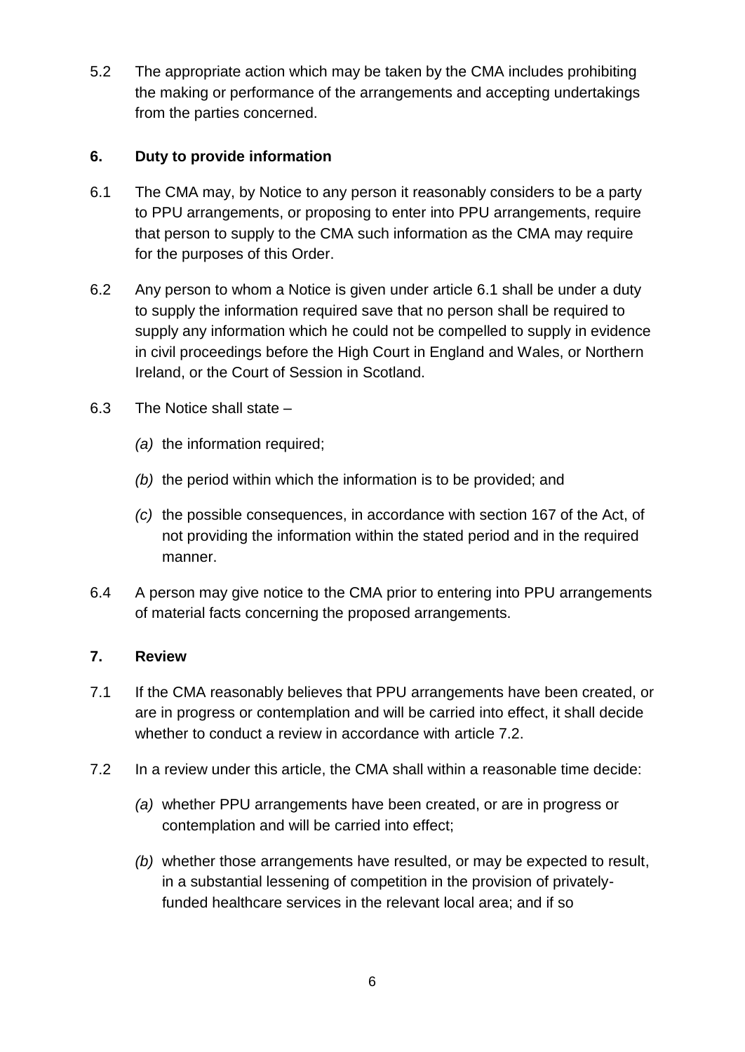5.2 The appropriate action which may be taken by the CMA includes prohibiting the making or performance of the arrangements and accepting undertakings from the parties concerned.

## 6. Duty to provide information

6.1 The CMA may, by Notice to any person it reasonably considers to be a party to PPU arrangements, or proposing to enter into PPU arrangements, require that person to supply to the CMA such information as the CMA may require for the purposes of this Order.

6.2 Any person to whom a Notice is given under article 6.1 shall be under a duty to supply the information required save that no person shall be required to supply any information which he could not be compelled to supply in evidence in civil proceedings before the High Court in England and Wales, or Northern Ireland, or the Court of Session in Scotland.

6.3 The Notice shall state –

*(a)* the information required;

*(b)* the period within which the information is to be provided; and

*(c)* the possible consequences, in accordance with section 167 of the Act, of not providing the information within the stated period and in the required manner.

6.4 A person may give notice to the CMA prior to entering into PPU arrangements of material facts concerning the proposed arrangements.

## 7. Review

7.1 If the CMA reasonably believes that PPU arrangements have been created, or are in progress or contemplation and will be carried into effect, it shall decide whether to conduct a review in accordance with article 7.2.

7.2 In a review under this article, the CMA shall within a reasonable time decide:

*(a)* whether PPU arrangements have been created, or are in progress or contemplation and will be carried into effect;

*(b)* whether those arrangements have resulted, or may be expected to result, in a substantial lessening of competition in the provision of privately-funded healthcare services in the relevant local area; and if so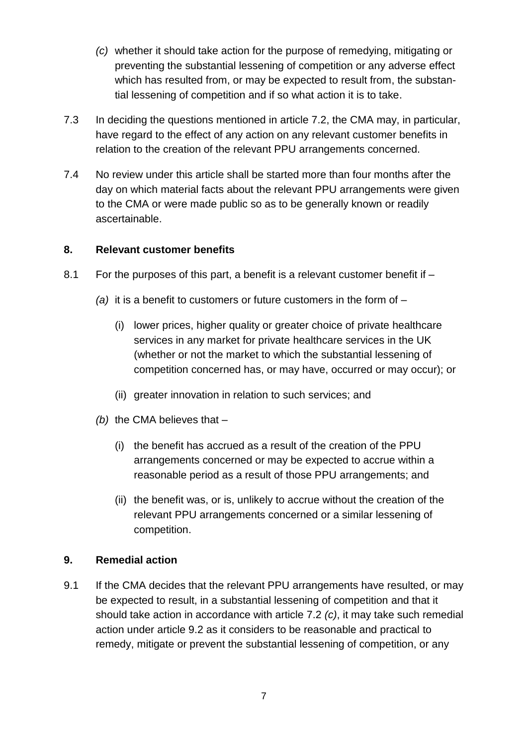*(c)* whether it should take action for the purpose of remedying, mitigating or preventing the substantial lessening of competition or any adverse effect which has resulted from, or may be expected to result from, the substantial lessening of competition and if so what action it is to take.

7.3 In deciding the questions mentioned in article 7.2, the CMA may, in particular, have regard to the effect of any action on any relevant customer benefits in relation to the creation of the relevant PPU arrangements concerned.

7.4 No review under this article shall be started more than four months after the day on which material facts about the relevant PPU arrangements were given to the CMA or were made public so as to be generally known or readily ascertainable.

### 8. Relevant customer benefits

8.1 For the purposes of this part, a benefit is a relevant customer benefit if –

*(a)* it is a benefit to customers or future customers in the form of –

(i) lower prices, higher quality or greater choice of private healthcare services in any market for private healthcare services in the UK (whether or not the market to which the substantial lessening of competition concerned has, or may have, occurred or may occur); or

(ii) greater innovation in relation to such services; and

*(b)* the CMA believes that –

(i) the benefit has accrued as a result of the creation of the PPU arrangements concerned or may be expected to accrue within a reasonable period as a result of those PPU arrangements; and

(ii) the benefit was, or is, unlikely to accrue without the creation of the relevant PPU arrangements concerned or a similar lessening of competition.

### 9. Remedial action

9.1 If the CMA decides that the relevant PPU arrangements have resulted, or may be expected to result, in a substantial lessening of competition and that it should take action in accordance with article 7.2 *(c)*, it may take such remedial action under article 9.2 as it considers to be reasonable and practical to remedy, mitigate or prevent the substantial lessening of competition, or any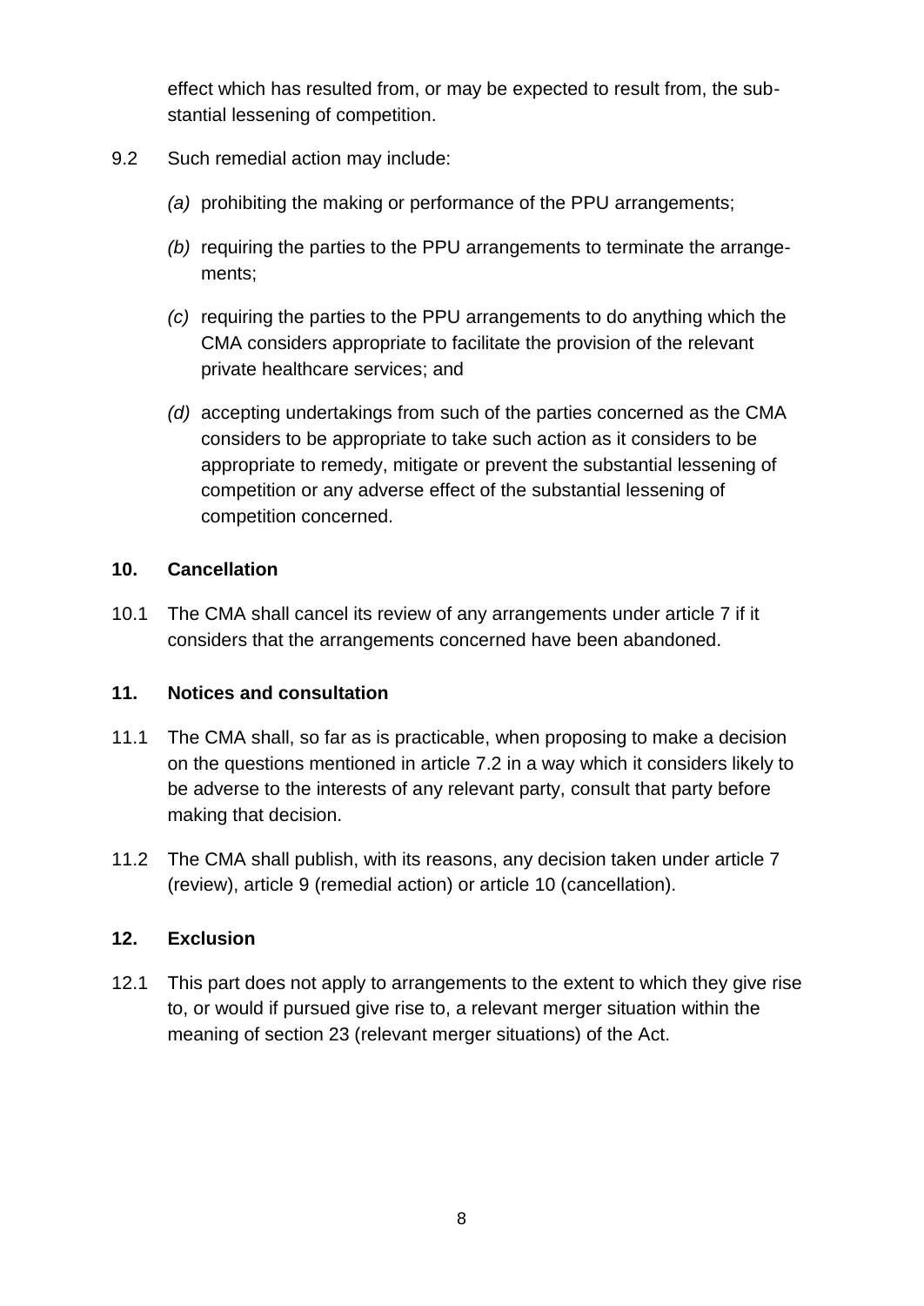effect which has resulted from, or may be expected to result from, the substantial lessening of competition.

9.2 Such remedial action may include:

*(a)* prohibiting the making or performance of the PPU arrangements;

*(b)* requiring the parties to the PPU arrangements to terminate the arrangements;

*(c)* requiring the parties to the PPU arrangements to do anything which the CMA considers appropriate to facilitate the provision of the relevant private healthcare services; and

*(d)* accepting undertakings from such of the parties concerned as the CMA considers to be appropriate to take such action as it considers to be appropriate to remedy, mitigate or prevent the substantial lessening of competition or any adverse effect of the substantial lessening of competition concerned.

## 10. Cancellation

10.1 The CMA shall cancel its review of any arrangements under article 7 if it considers that the arrangements concerned have been abandoned.

## 11. Notices and consultation

11.1 The CMA shall, so far as is practicable, when proposing to make a decision on the questions mentioned in article 7.2 in a way which it considers likely to be adverse to the interests of any relevant party, consult that party before making that decision.

11.2 The CMA shall publish, with its reasons, any decision taken under article 7 (review), article 9 (remedial action) or article 10 (cancellation).

## 12. Exclusion

12.1 This part does not apply to arrangements to the extent to which they give rise to, or would if pursued give rise to, a relevant merger situation within the meaning of section 23 (relevant merger situations) of the Act.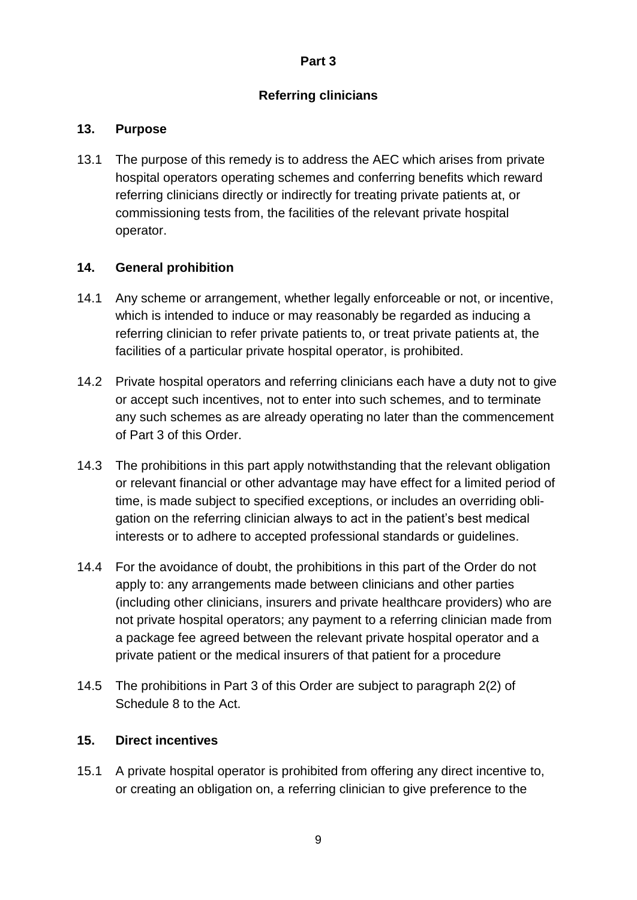## Part 3

## Referring clinicians

### 13. Purpose

13.1 The purpose of this remedy is to address the AEC which arises from private hospital operators operating schemes and conferring benefits which reward referring clinicians directly or indirectly for treating private patients at, or commissioning tests from, the facilities of the relevant private hospital operator.

### 14. General prohibition

14.1 Any scheme or arrangement, whether legally enforceable or not, or incentive, which is intended to induce or may reasonably be regarded as inducing a referring clinician to refer private patients to, or treat private patients at, the facilities of a particular private hospital operator, is prohibited.

14.2 Private hospital operators and referring clinicians each have a duty not to give or accept such incentives, not to enter into such schemes, and to terminate any such schemes as are already operating no later than the commencement of Part 3 of this Order.

14.3 The prohibitions in this part apply notwithstanding that the relevant obligation or relevant financial or other advantage may have effect for a limited period of time, is made subject to specified exceptions, or includes an overriding obligation on the referring clinician always to act in the patient's best medical interests or to adhere to accepted professional standards or guidelines.

14.4 For the avoidance of doubt, the prohibitions in this part of the Order do not apply to: any arrangements made between clinicians and other parties (including other clinicians, insurers and private healthcare providers) who are not private hospital operators; any payment to a referring clinician made from a package fee agreed between the relevant private hospital operator and a private patient or the medical insurers of that patient for a procedure

14.5 The prohibitions in Part 3 of this Order are subject to paragraph 2(2) of Schedule 8 to the Act.

### 15. Direct incentives

15.1 A private hospital operator is prohibited from offering any direct incentive to, or creating an obligation on, a referring clinician to give preference to the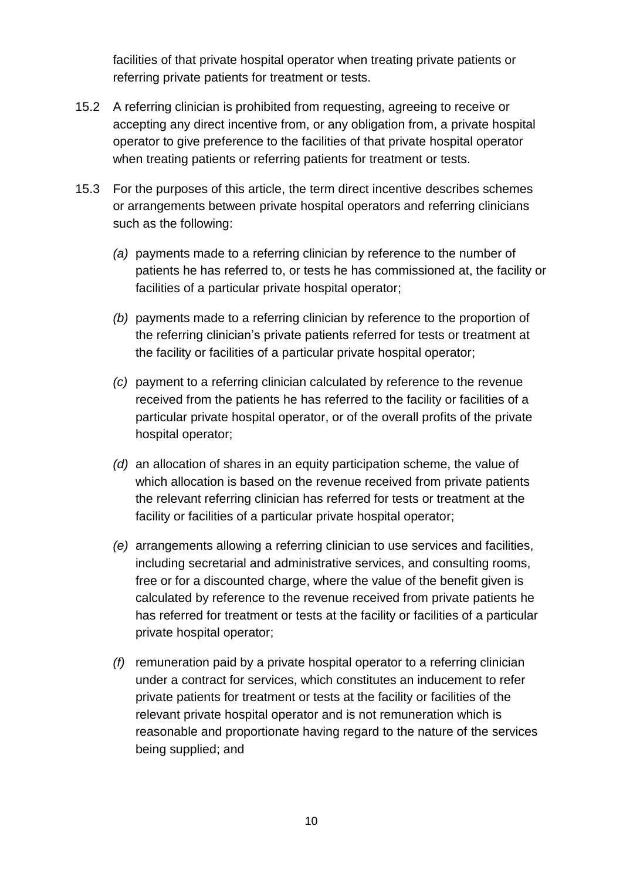facilities of that private hospital operator when treating private patients or referring private patients for treatment or tests.

15.2 A referring clinician is prohibited from requesting, agreeing to receive or accepting any direct incentive from, or any obligation from, a private hospital operator to give preference to the facilities of that private hospital operator when treating patients or referring patients for treatment or tests.

15.3 For the purposes of this article, the term direct incentive describes schemes or arrangements between private hospital operators and referring clinicians such as the following:

*(a)* payments made to a referring clinician by reference to the number of patients he has referred to, or tests he has commissioned at, the facility or facilities of a particular private hospital operator;

*(b)* payments made to a referring clinician by reference to the proportion of the referring clinician's private patients referred for tests or treatment at the facility or facilities of a particular private hospital operator;

*(c)* payment to a referring clinician calculated by reference to the revenue received from the patients he has referred to the facility or facilities of a particular private hospital operator, or of the overall profits of the private hospital operator;

*(d)* an allocation of shares in an equity participation scheme, the value of which allocation is based on the revenue received from private patients the relevant referring clinician has referred for tests or treatment at the facility or facilities of a particular private hospital operator;

*(e)* arrangements allowing a referring clinician to use services and facilities, including secretarial and administrative services, and consulting rooms, free or for a discounted charge, where the value of the benefit given is calculated by reference to the revenue received from private patients he has referred for treatment or tests at the facility or facilities of a particular private hospital operator;

*(f)* remuneration paid by a private hospital operator to a referring clinician under a contract for services, which constitutes an inducement to refer private patients for treatment or tests at the facility or facilities of the relevant private hospital operator and is not remuneration which is reasonable and proportionate having regard to the nature of the services being supplied; and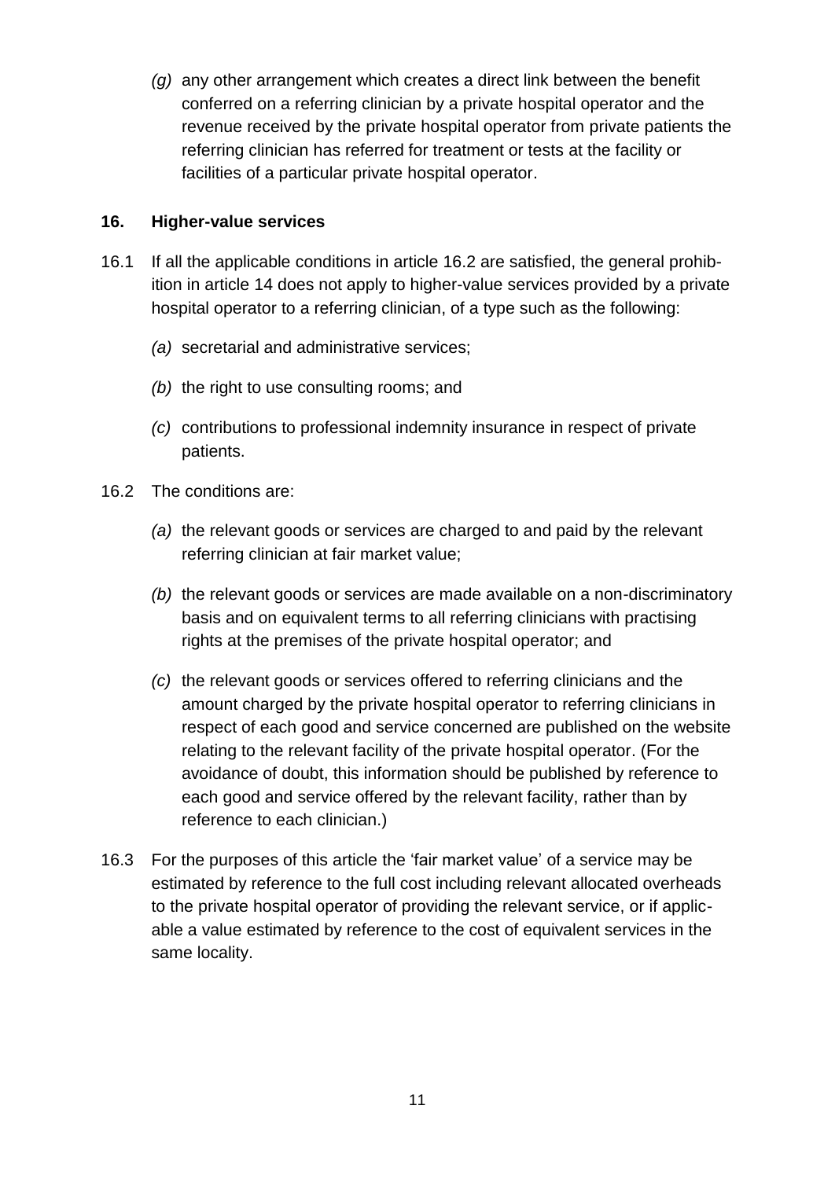*(g)* any other arrangement which creates a direct link between the benefit conferred on a referring clinician by a private hospital operator and the revenue received by the private hospital operator from private patients the referring clinician has referred for treatment or tests at the facility or facilities of a particular private hospital operator.

## 16. Higher-value services

16.1 If all the applicable conditions in article 16.2 are satisfied, the general prohibition in article 14 does not apply to higher-value services provided by a private hospital operator to a referring clinician, of a type such as the following:

*(a)* secretarial and administrative services;

*(b)* the right to use consulting rooms; and

*(c)* contributions to professional indemnity insurance in respect of private patients.

16.2 The conditions are:

*(a)* the relevant goods or services are charged to and paid by the relevant referring clinician at fair market value;

*(b)* the relevant goods or services are made available on a non-discriminatory basis and on equivalent terms to all referring clinicians with practising rights at the premises of the private hospital operator; and

*(c)* the relevant goods or services offered to referring clinicians and the amount charged by the private hospital operator to referring clinicians in respect of each good and service concerned are published on the website relating to the relevant facility of the private hospital operator. (For the avoidance of doubt, this information should be published by reference to each good and service offered by the relevant facility, rather than by reference to each clinician.)

16.3 For the purposes of this article the 'fair market value' of a service may be estimated by reference to the full cost including relevant allocated overheads to the private hospital operator of providing the relevant service, or if applicable a value estimated by reference to the cost of equivalent services in the same locality.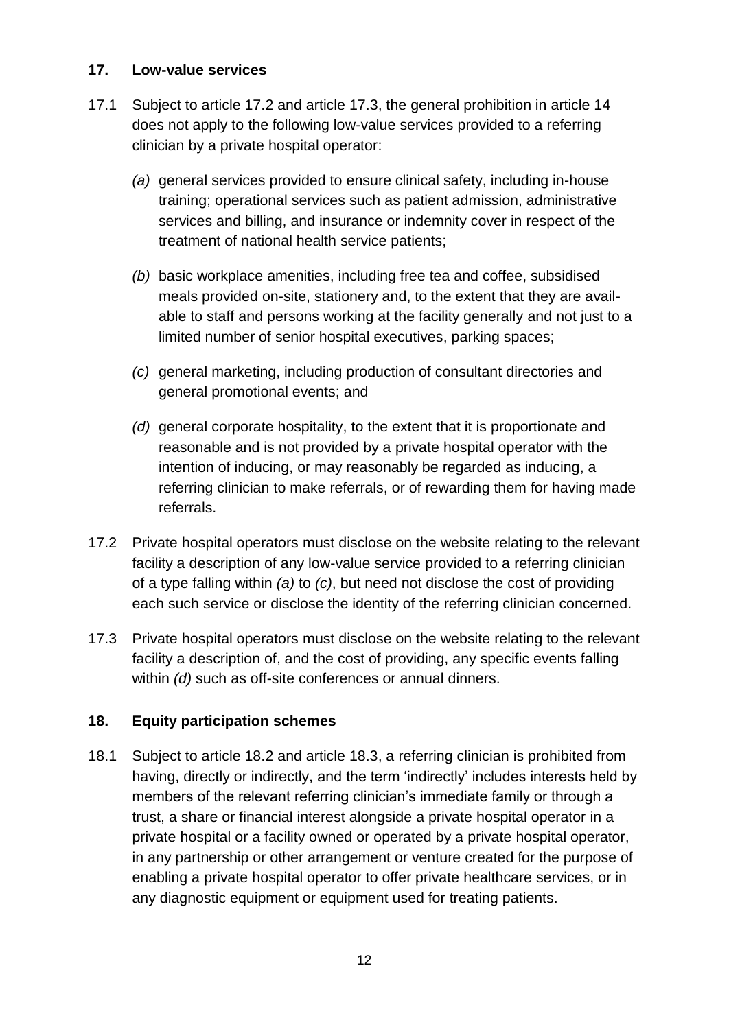## 17. Low-value services

17.1 Subject to article 17.2 and article 17.3, the general prohibition in article 14 does not apply to the following low-value services provided to a referring clinician by a private hospital operator:

*(a)* general services provided to ensure clinical safety, including in-house training; operational services such as patient admission, administrative services and billing, and insurance or indemnity cover in respect of the treatment of national health service patients;

*(b)* basic workplace amenities, including free tea and coffee, subsidised meals provided on-site, stationery and, to the extent that they are available to staff and persons working at the facility generally and not just to a limited number of senior hospital executives, parking spaces;

*(c)* general marketing, including production of consultant directories and general promotional events; and

*(d)* general corporate hospitality, to the extent that it is proportionate and reasonable and is not provided by a private hospital operator with the intention of inducing, or may reasonably be regarded as inducing, a referring clinician to make referrals, or of rewarding them for having made referrals.

17.2 Private hospital operators must disclose on the website relating to the relevant facility a description of any low-value service provided to a referring clinician of a type falling within *(a)* to *(c)*, but need not disclose the cost of providing each such service or disclose the identity of the referring clinician concerned.

17.3 Private hospital operators must disclose on the website relating to the relevant facility a description of, and the cost of providing, any specific events falling within *(d)* such as off-site conferences or annual dinners.

## 18. Equity participation schemes

18.1 Subject to article 18.2 and article 18.3, a referring clinician is prohibited from having, directly or indirectly, and the term 'indirectly' includes interests held by members of the relevant referring clinician's immediate family or through a trust, a share or financial interest alongside a private hospital operator in a private hospital or a facility owned or operated by a private hospital operator, in any partnership or other arrangement or venture created for the purpose of enabling a private hospital operator to offer private healthcare services, or in any diagnostic equipment or equipment used for treating patients.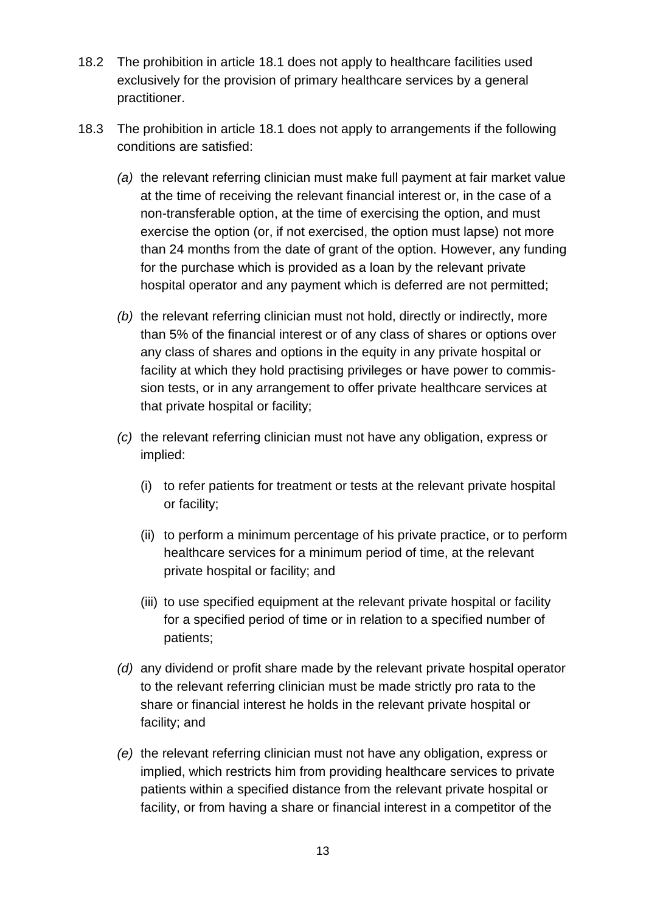18.2 The prohibition in article 18.1 does not apply to healthcare facilities used exclusively for the provision of primary healthcare services by a general practitioner.

18.3 The prohibition in article 18.1 does not apply to arrangements if the following conditions are satisfied:

*(a)* the relevant referring clinician must make full payment at fair market value at the time of receiving the relevant financial interest or, in the case of a non-transferable option, at the time of exercising the option, and must exercise the option (or, if not exercised, the option must lapse) not more than 24 months from the date of grant of the option. However, any funding for the purchase which is provided as a loan by the relevant private hospital operator and any payment which is deferred are not permitted;

*(b)* the relevant referring clinician must not hold, directly or indirectly, more than 5% of the financial interest or of any class of shares or options over any class of shares and options in the equity in any private hospital or facility at which they hold practising privileges or have power to commission tests, or in any arrangement to offer private healthcare services at that private hospital or facility;

*(c)* the relevant referring clinician must not have any obligation, express or implied:

(i) to refer patients for treatment or tests at the relevant private hospital or facility;

(ii) to perform a minimum percentage of his private practice, or to perform healthcare services for a minimum period of time, at the relevant private hospital or facility; and

(iii) to use specified equipment at the relevant private hospital or facility for a specified period of time or in relation to a specified number of patients;

*(d)* any dividend or profit share made by the relevant private hospital operator to the relevant referring clinician must be made strictly pro rata to the share or financial interest he holds in the relevant private hospital or facility; and

*(e)* the relevant referring clinician must not have any obligation, express or implied, which restricts him from providing healthcare services to private patients within a specified distance from the relevant private hospital or facility, or from having a share or financial interest in a competitor of the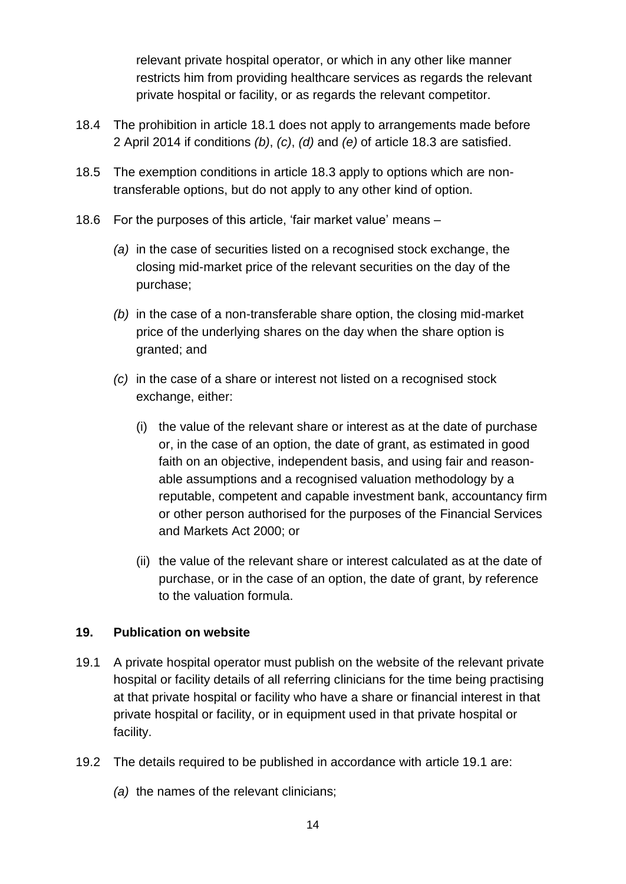relevant private hospital operator, or which in any other like manner restricts him from providing healthcare services as regards the relevant private hospital or facility, or as regards the relevant competitor.

18.4 The prohibition in article 18.1 does not apply to arrangements made before 2 April 2014 if conditions *(b)*, *(c)*, *(d)* and *(e)* of article 18.3 are satisfied.

18.5 The exemption conditions in article 18.3 apply to options which are non-transferable options, but do not apply to any other kind of option.

18.6 For the purposes of this article, 'fair market value' means –

*(a)* in the case of securities listed on a recognised stock exchange, the closing mid-market price of the relevant securities on the day of the purchase;

*(b)* in the case of a non-transferable share option, the closing mid-market price of the underlying shares on the day when the share option is granted; and

*(c)* in the case of a share or interest not listed on a recognised stock exchange, either:

(i) the value of the relevant share or interest as at the date of purchase or, in the case of an option, the date of grant, as estimated in good faith on an objective, independent basis, and using fair and reasonable assumptions and a recognised valuation methodology by a reputable, competent and capable investment bank, accountancy firm or other person authorised for the purposes of the Financial Services and Markets Act 2000; or

(ii) the value of the relevant share or interest calculated as at the date of purchase, or in the case of an option, the date of grant, by reference to the valuation formula.

## 19. Publication on website

19.1 A private hospital operator must publish on the website of the relevant private hospital or facility details of all referring clinicians for the time being practising at that private hospital or facility who have a share or financial interest in that private hospital or facility, or in equipment used in that private hospital or facility.

19.2 The details required to be published in accordance with article 19.1 are:

*(a)* the names of the relevant clinicians;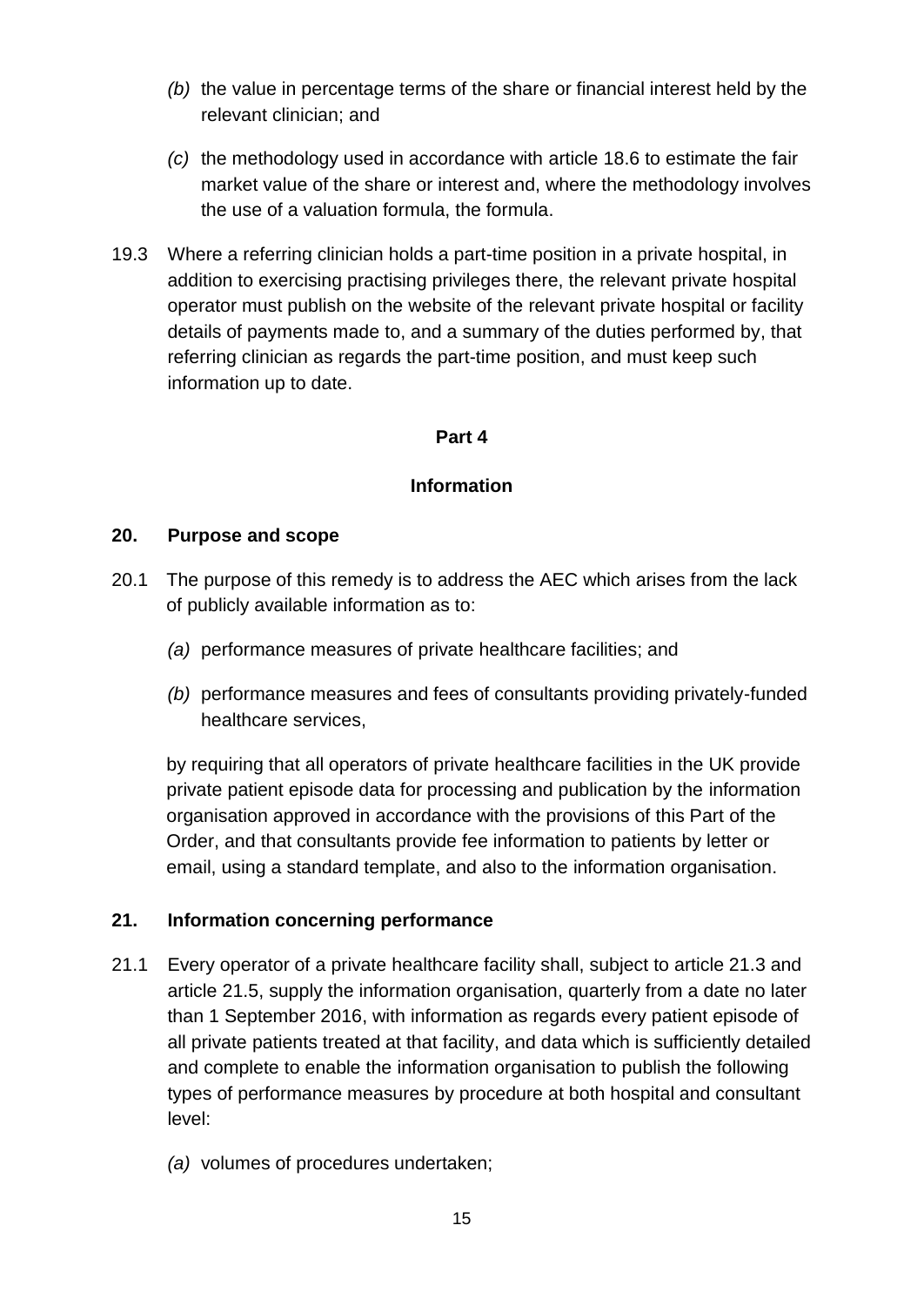*(b)* the value in percentage terms of the share or financial interest held by the relevant clinician; and

*(c)* the methodology used in accordance with article 18.6 to estimate the fair market value of the share or interest and, where the methodology involves the use of a valuation formula, the formula.

19.3 Where a referring clinician holds a part-time position in a private hospital, in addition to exercising practising privileges there, the relevant private hospital operator must publish on the website of the relevant private hospital or facility details of payments made to, and a summary of the duties performed by, that referring clinician as regards the part-time position, and must keep such information up to date.

## Part 4

## Information

### 20. Purpose and scope

20.1 The purpose of this remedy is to address the AEC which arises from the lack of publicly available information as to:

*(a)* performance measures of private healthcare facilities; and

*(b)* performance measures and fees of consultants providing privately-funded healthcare services,

by requiring that all operators of private healthcare facilities in the UK provide private patient episode data for processing and publication by the information organisation approved in accordance with the provisions of this Part of the Order, and that consultants provide fee information to patients by letter or email, using a standard template, and also to the information organisation.

### 21. Information concerning performance

21.1 Every operator of a private healthcare facility shall, subject to article 21.3 and article 21.5, supply the information organisation, quarterly from a date no later than 1 September 2016, with information as regards every patient episode of all private patients treated at that facility, and data which is sufficiently detailed and complete to enable the information organisation to publish the following types of performance measures by procedure at both hospital and consultant level:

*(a)* volumes of procedures undertaken;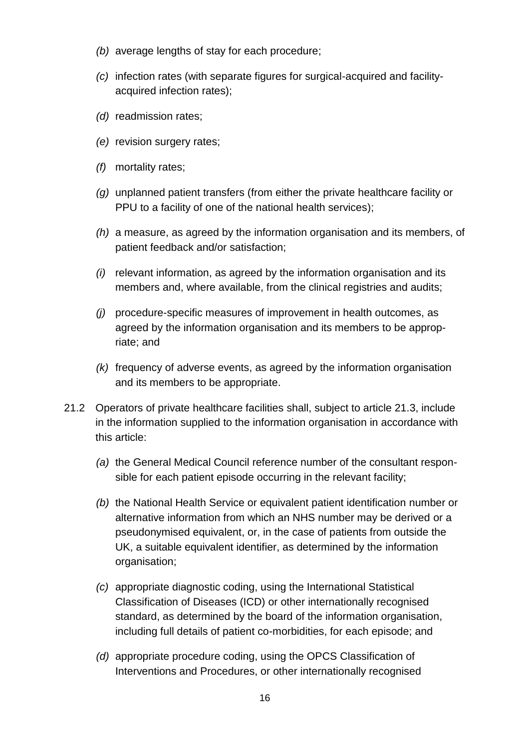*(b)* average lengths of stay for each procedure;

*(c)* infection rates (with separate figures for surgical-acquired and facility-acquired infection rates);

*(d)* readmission rates;

*(e)* revision surgery rates;

*(f)* mortality rates;

*(g)* unplanned patient transfers (from either the private healthcare facility or PPU to a facility of one of the national health services);

*(h)* a measure, as agreed by the information organisation and its members, of patient feedback and/or satisfaction;

*(i)* relevant information, as agreed by the information organisation and its members and, where available, from the clinical registries and audits;

*(j)* procedure-specific measures of improvement in health outcomes, as agreed by the information organisation and its members to be appropriate; and

*(k)* frequency of adverse events, as agreed by the information organisation and its members to be appropriate.

21.2 Operators of private healthcare facilities shall, subject to article 21.3, include in the information supplied to the information organisation in accordance with this article:

*(a)* the General Medical Council reference number of the consultant responsible for each patient episode occurring in the relevant facility;

*(b)* the National Health Service or equivalent patient identification number or alternative information from which an NHS number may be derived or a pseudonymised equivalent, or, in the case of patients from outside the UK, a suitable equivalent identifier, as determined by the information organisation;

*(c)* appropriate diagnostic coding, using the International Statistical Classification of Diseases (ICD) or other internationally recognised standard, as determined by the board of the information organisation, including full details of patient co-morbidities, for each episode; and

*(d)* appropriate procedure coding, using the OPCS Classification of Interventions and Procedures, or other internationally recognised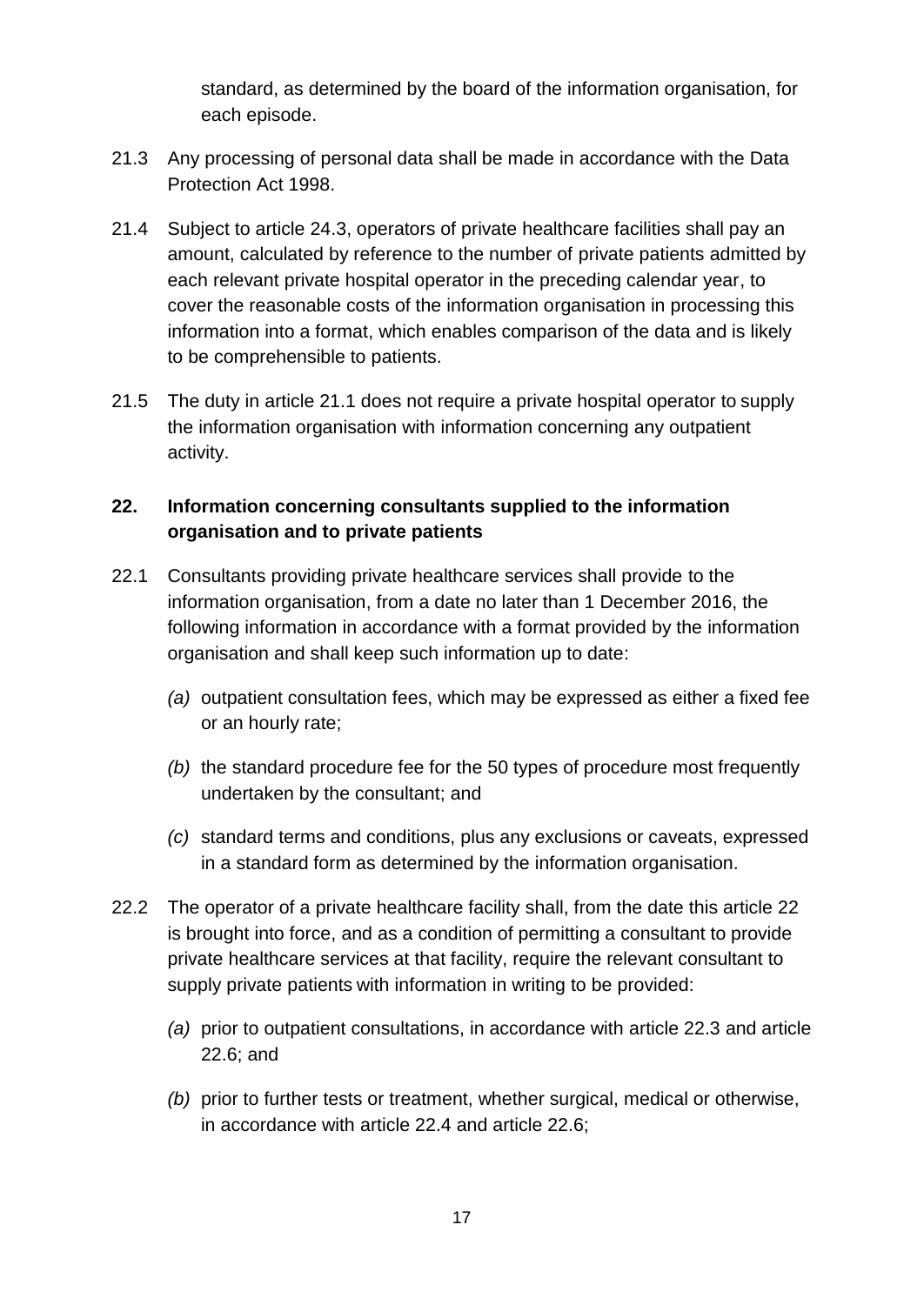standard, as determined by the board of the information organisation, for each episode.

21.3 Any processing of personal data shall be made in accordance with the Data Protection Act 1998.

21.4 Subject to article 24.3, operators of private healthcare facilities shall pay an amount, calculated by reference to the number of private patients admitted by each relevant private hospital operator in the preceding calendar year, to cover the reasonable costs of the information organisation in processing this information into a format, which enables comparison of the data and is likely to be comprehensible to patients.

21.5 The duty in article 21.1 does not require a private hospital operator to supply the information organisation with information concerning any outpatient activity.

## 22. Information concerning consultants supplied to the information organisation and to private patients

22.1 Consultants providing private healthcare services shall provide to the information organisation, from a date no later than 1 December 2016, the following information in accordance with a format provided by the information organisation and shall keep such information up to date:

*(a)* outpatient consultation fees, which may be expressed as either a fixed fee or an hourly rate;

*(b)* the standard procedure fee for the 50 types of procedure most frequently undertaken by the consultant; and

*(c)* standard terms and conditions, plus any exclusions or caveats, expressed in a standard form as determined by the information organisation.

22.2 The operator of a private healthcare facility shall, from the date this article 22 is brought into force, and as a condition of permitting a consultant to provide private healthcare services at that facility, require the relevant consultant to supply private patients with information in writing to be provided:

*(a)* prior to outpatient consultations, in accordance with article 22.3 and article 22.6; and

*(b)* prior to further tests or treatment, whether surgical, medical or otherwise, in accordance with article 22.4 and article 22.6;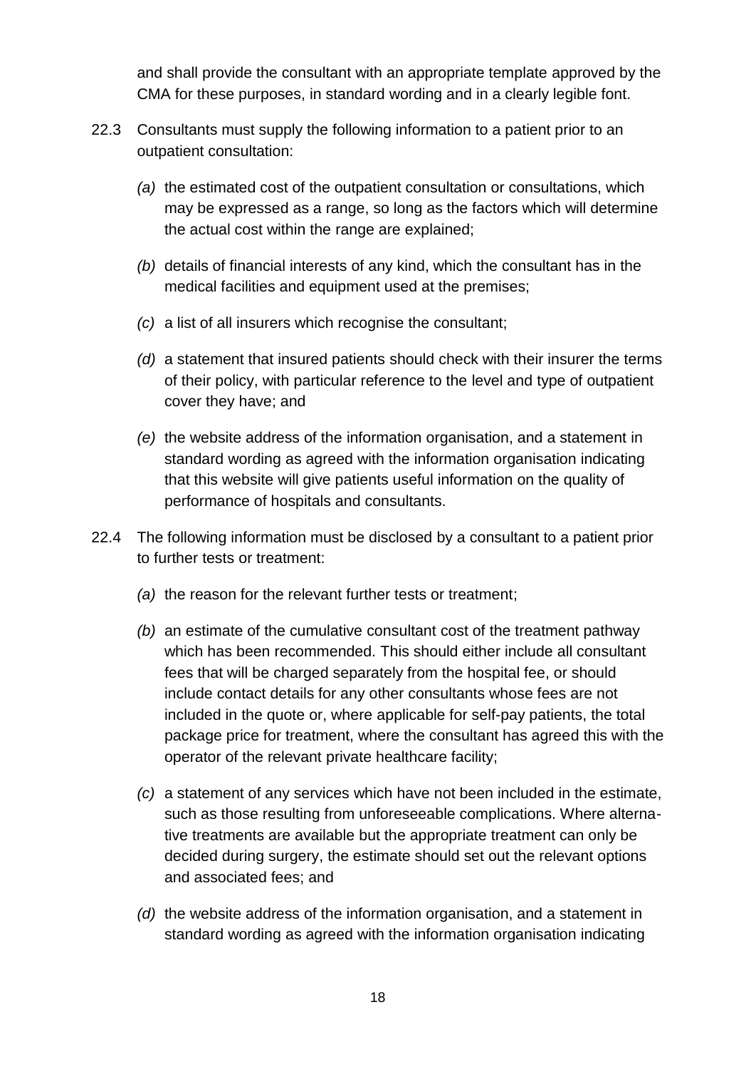and shall provide the consultant with an appropriate template approved by the CMA for these purposes, in standard wording and in a clearly legible font.

22.3 Consultants must supply the following information to a patient prior to an outpatient consultation:

*(a)* the estimated cost of the outpatient consultation or consultations, which may be expressed as a range, so long as the factors which will determine the actual cost within the range are explained;

*(b)* details of financial interests of any kind, which the consultant has in the medical facilities and equipment used at the premises;

*(c)* a list of all insurers which recognise the consultant;

*(d)* a statement that insured patients should check with their insurer the terms of their policy, with particular reference to the level and type of outpatient cover they have; and

*(e)* the website address of the information organisation, and a statement in standard wording as agreed with the information organisation indicating that this website will give patients useful information on the quality of performance of hospitals and consultants.

22.4 The following information must be disclosed by a consultant to a patient prior to further tests or treatment:

*(a)* the reason for the relevant further tests or treatment;

*(b)* an estimate of the cumulative consultant cost of the treatment pathway which has been recommended. This should either include all consultant fees that will be charged separately from the hospital fee, or should include contact details for any other consultants whose fees are not included in the quote or, where applicable for self-pay patients, the total package price for treatment, where the consultant has agreed this with the operator of the relevant private healthcare facility;

*(c)* a statement of any services which have not been included in the estimate, such as those resulting from unforeseeable complications. Where alternative treatments are available but the appropriate treatment can only be decided during surgery, the estimate should set out the relevant options and associated fees; and

*(d)* the website address of the information organisation, and a statement in standard wording as agreed with the information organisation indicating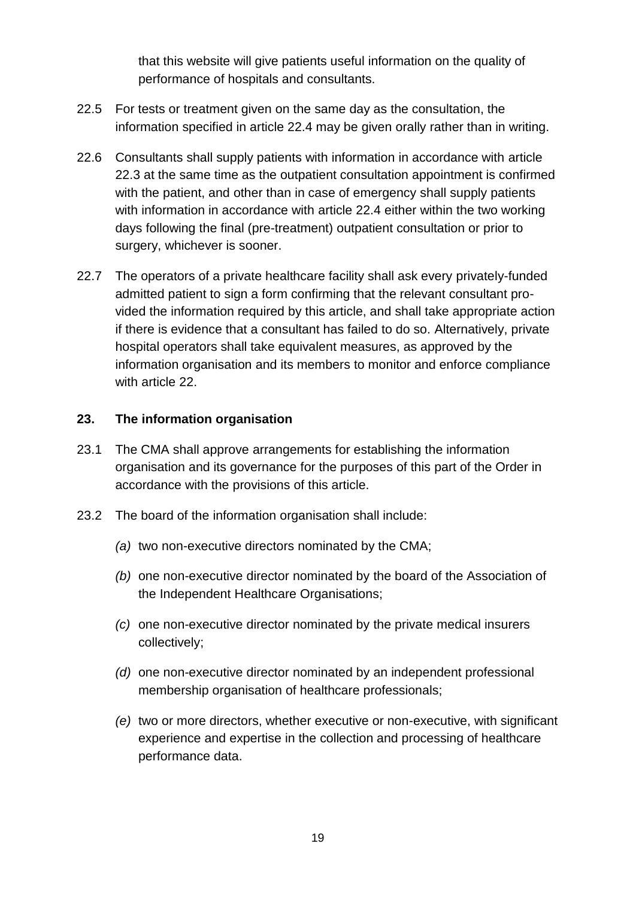that this website will give patients useful information on the quality of performance of hospitals and consultants.

22.5 For tests or treatment given on the same day as the consultation, the information specified in article 22.4 may be given orally rather than in writing.

22.6 Consultants shall supply patients with information in accordance with article 22.3 at the same time as the outpatient consultation appointment is confirmed with the patient, and other than in case of emergency shall supply patients with information in accordance with article 22.4 either within the two working days following the final (pre-treatment) outpatient consultation or prior to surgery, whichever is sooner.

22.7 The operators of a private healthcare facility shall ask every privately-funded admitted patient to sign a form confirming that the relevant consultant provided the information required by this article, and shall take appropriate action if there is evidence that a consultant has failed to do so. Alternatively, private hospital operators shall take equivalent measures, as approved by the information organisation and its members to monitor and enforce compliance with article 22.

## 23. The information organisation

23.1 The CMA shall approve arrangements for establishing the information organisation and its governance for the purposes of this part of the Order in accordance with the provisions of this article.

23.2 The board of the information organisation shall include:

*(a)* two non-executive directors nominated by the CMA;

*(b)* one non-executive director nominated by the board of the Association of the Independent Healthcare Organisations;

*(c)* one non-executive director nominated by the private medical insurers collectively;

*(d)* one non-executive director nominated by an independent professional membership organisation of healthcare professionals;

*(e)* two or more directors, whether executive or non-executive, with significant experience and expertise in the collection and processing of healthcare performance data.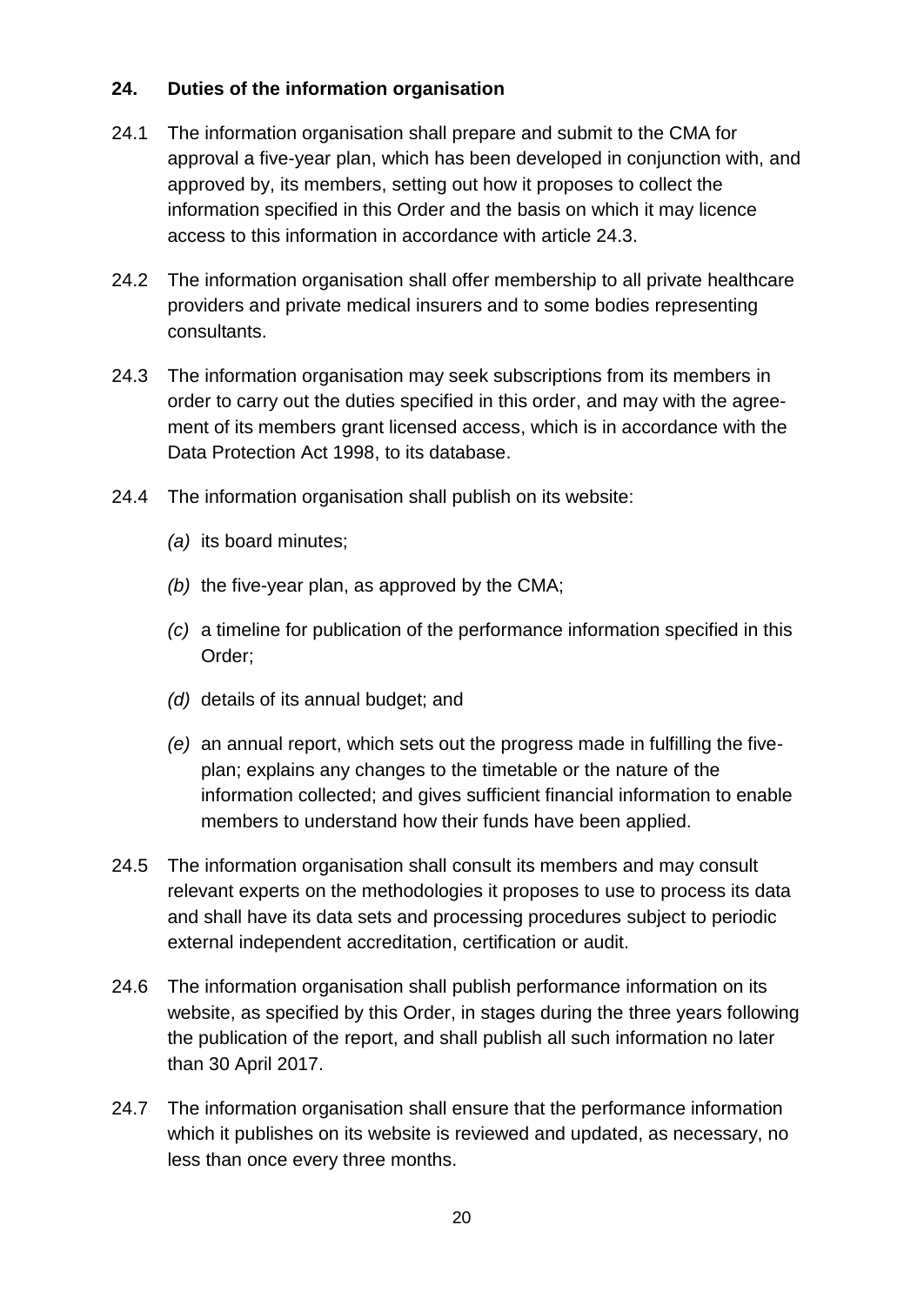## 24. Duties of the information organisation

24.1 The information organisation shall prepare and submit to the CMA for approval a five-year plan, which has been developed in conjunction with, and approved by, its members, setting out how it proposes to collect the information specified in this Order and the basis on which it may licence access to this information in accordance with article 24.3.

24.2 The information organisation shall offer membership to all private healthcare providers and private medical insurers and to some bodies representing consultants.

24.3 The information organisation may seek subscriptions from its members in order to carry out the duties specified in this order, and may with the agreement of its members grant licensed access, which is in accordance with the Data Protection Act 1998, to its database.

24.4 The information organisation shall publish on its website:

*(a)* its board minutes;

*(b)* the five-year plan, as approved by the CMA;

*(c)* a timeline for publication of the performance information specified in this Order;

*(d)* details of its annual budget; and

*(e)* an annual report, which sets out the progress made in fulfilling the five-plan; explains any changes to the timetable or the nature of the information collected; and gives sufficient financial information to enable members to understand how their funds have been applied.

24.5 The information organisation shall consult its members and may consult relevant experts on the methodologies it proposes to use to process its data and shall have its data sets and processing procedures subject to periodic external independent accreditation, certification or audit.

24.6 The information organisation shall publish performance information on its website, as specified by this Order, in stages during the three years following the publication of the report, and shall publish all such information no later than 30 April 2017.

24.7 The information organisation shall ensure that the performance information which it publishes on its website is reviewed and updated, as necessary, no less than once every three months.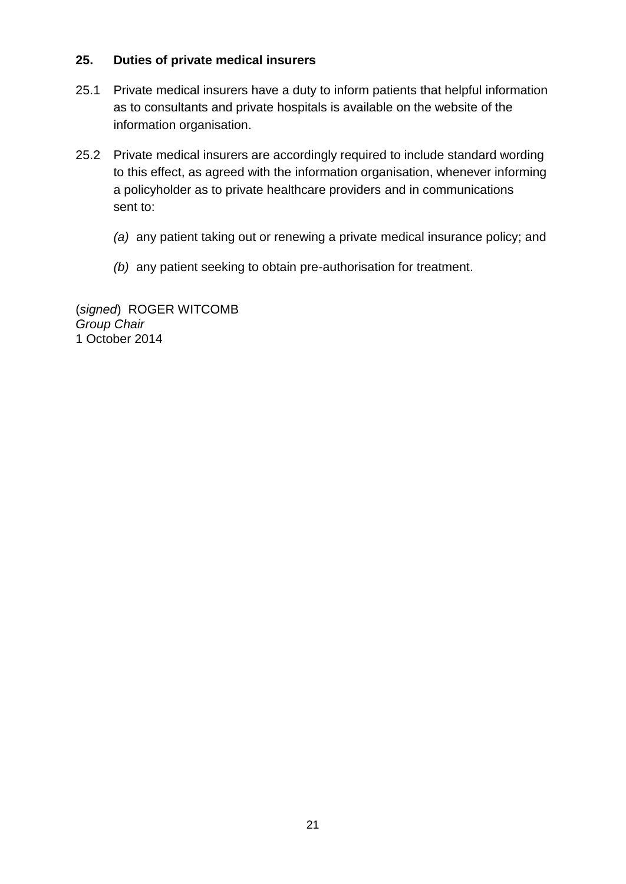**25. Duties of private medical insurers**

25.1 Private medical insurers have a duty to inform patients that helpful information as to consultants and private hospitals is available on the website of the information organisation.

25.2 Private medical insurers are accordingly required to include standard wording to this effect, as agreed with the information organisation, whenever informing a policyholder as to private healthcare providers and in communications sent to:

*(a)* any patient taking out or renewing a private medical insurance policy; and

*(b)* any patient seeking to obtain pre-authorisation for treatment.

(*signed*) ROGER WITCOMB
*Group Chair*
1 October 2014